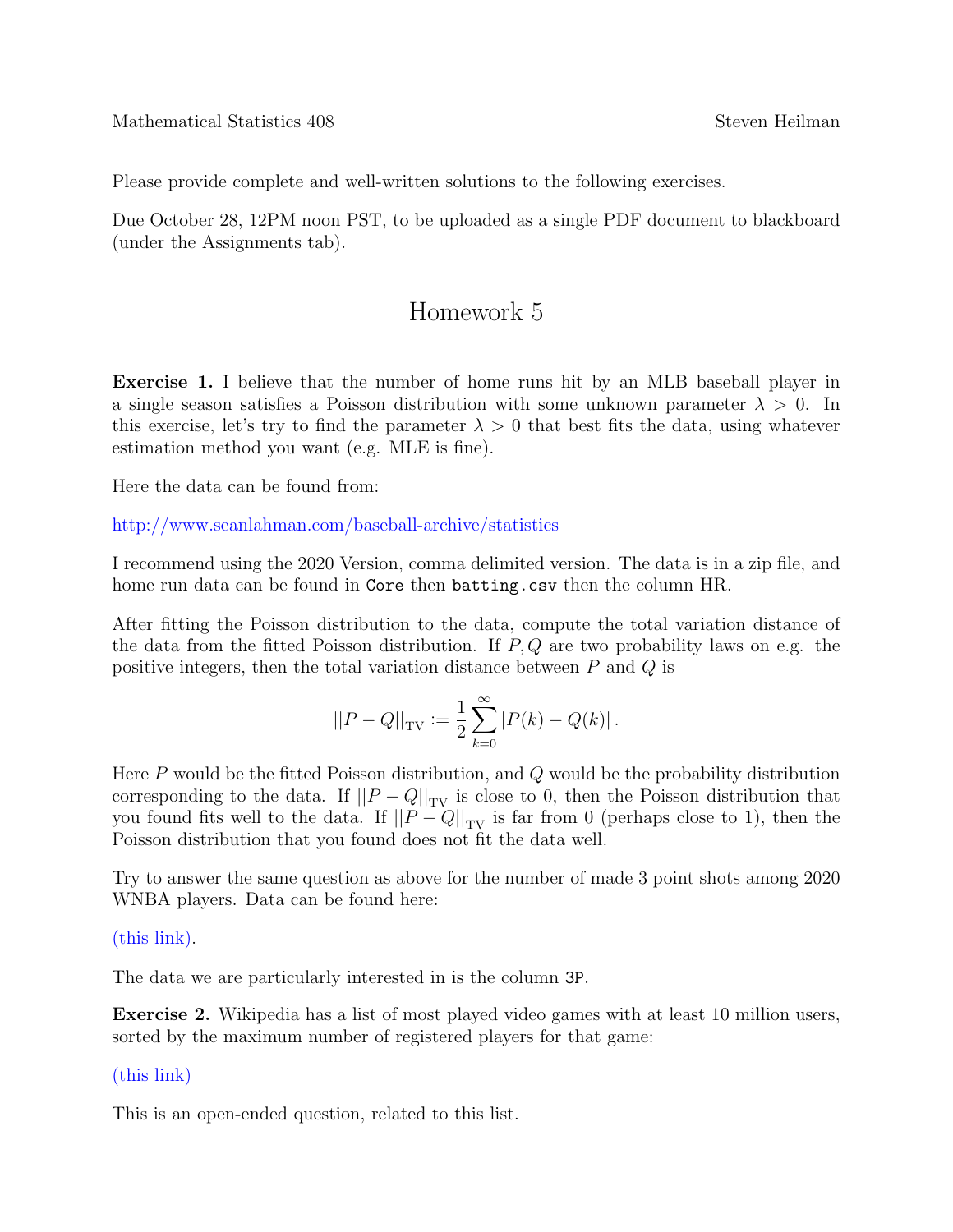Mathematical Statistics 408 Steven Heilman

Please provide complete and well-written solutions to the following exercises.

Due October 28, 12PM noon PST, to be uploaded as a single PDF document to blackboard (under the Assignments tab).

# Homework 5

**Exercise 1.** I believe that the number of home runs hit by an MLB baseball player in a single season satisfies a Poisson distribution with some unknown parameter $\lambda > 0$. In this exercise, let's try to find the parameter $\lambda > 0$ that best fits the data, using whatever estimation method you want (e.g. MLE is fine).

Here the data can be found from:

http://www.seanlahman.com/baseball-archive/statistics

I recommend using the 2020 Version, comma delimited version. The data is in a zip file, and home run data can be found in `Core` then `batting.csv` then the column HR.

After fitting the Poisson distribution to the data, compute the total variation distance of the data from the fitted Poisson distribution. If $P, Q$ are two probability laws on e.g. the positive integers, then the total variation distance between $P$ and $Q$ is

$$||P - Q||_{\mathrm{TV}} := \frac{1}{2}\sum_{k=0}^{\infty} |P(k) - Q(k)|.$$

Here $P$ would be the fitted Poisson distribution, and $Q$ would be the probability distribution corresponding to the data. If $||P - Q||_{\mathrm{TV}}$ is close to 0, then the Poisson distribution that you found fits well to the data. If $||P - Q||_{\mathrm{TV}}$ is far from 0 (perhaps close to 1), then the Poisson distribution that you found does not fit the data well.

Try to answer the same question as above for the number of made 3 point shots among 2020 WNBA players. Data can be found here:

(this link).

The data we are particularly interested in is the column `3P`.

**Exercise 2.** Wikipedia has a list of most played video games with at least 10 million users, sorted by the maximum number of registered players for that game:

(this link)

This is an open-ended question, related to this list.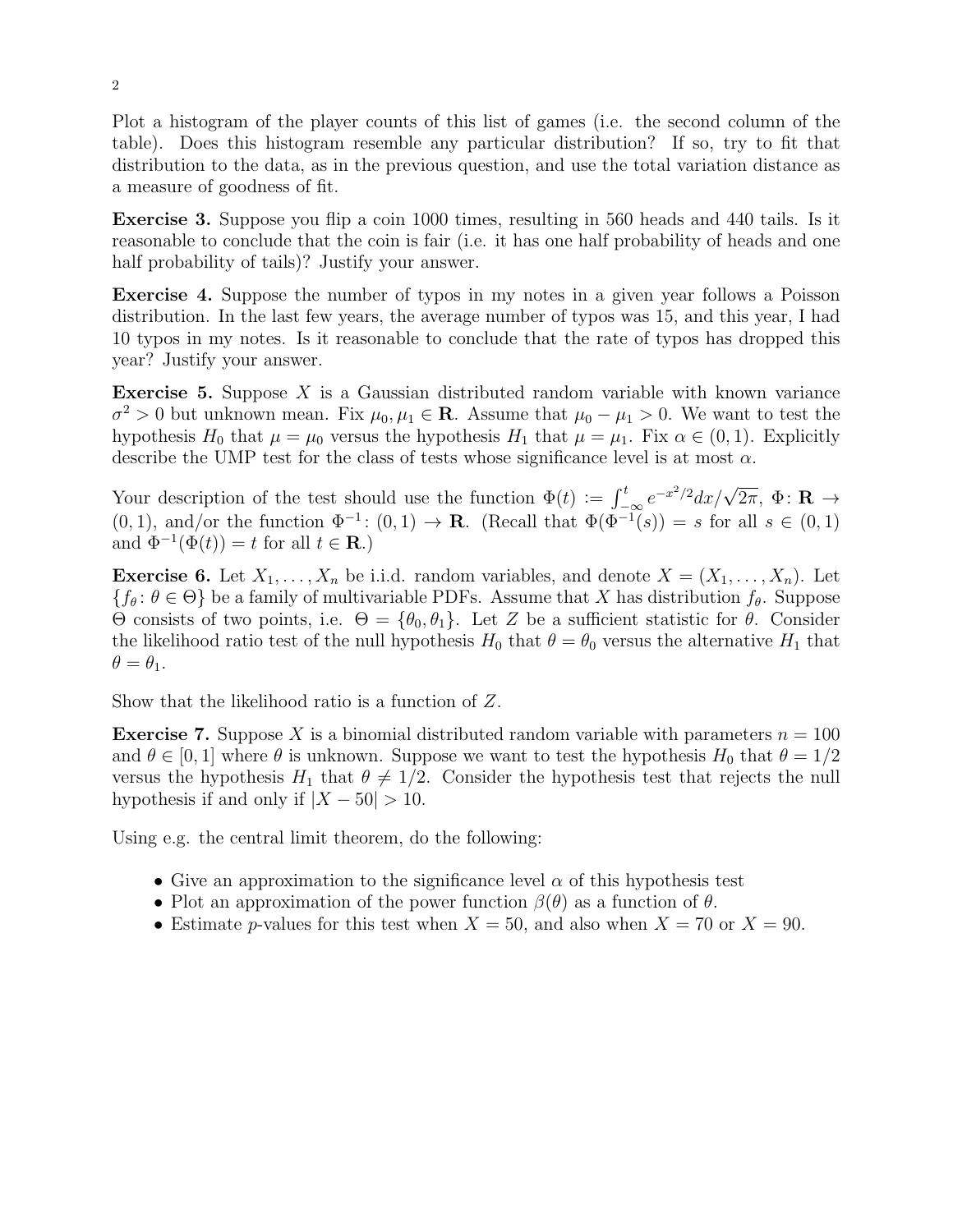Plot a histogram of the player counts of this list of games (i.e. the second column of the table). Does this histogram resemble any particular distribution? If so, try to fit that distribution to the data, as in the previous question, and use the total variation distance as a measure of goodness of fit.

**Exercise 3.** Suppose you flip a coin 1000 times, resulting in 560 heads and 440 tails. Is it reasonable to conclude that the coin is fair (i.e. it has one half probability of heads and one half probability of tails)? Justify your answer.

**Exercise 4.** Suppose the number of typos in my notes in a given year follows a Poisson distribution. In the last few years, the average number of typos was 15, and this year, I had 10 typos in my notes. Is it reasonable to conclude that the rate of typos has dropped this year? Justify your answer.

**Exercise 5.** Suppose $X$ is a Gaussian distributed random variable with known variance $\sigma^2 > 0$ but unknown mean. Fix $\mu_0, \mu_1 \in \mathbf{R}$. Assume that $\mu_0 - \mu_1 > 0$. We want to test the hypothesis $H_0$ that $\mu = \mu_0$ versus the hypothesis $H_1$ that $\mu = \mu_1$. Fix $\alpha \in (0, 1)$. Explicitly describe the UMP test for the class of tests whose significance level is at most $\alpha$.

Your description of the test should use the function $\Phi(t) := \int_{-\infty}^{t} e^{-x^2/2} dx / \sqrt{2\pi}$, $\Phi \colon \mathbf{R} \to (0, 1)$, and/or the function $\Phi^{-1} \colon (0, 1) \to \mathbf{R}$. (Recall that $\Phi(\Phi^{-1}(s)) = s$ for all $s \in (0, 1)$ and $\Phi^{-1}(\Phi(t)) = t$ for all $t \in \mathbf{R}$.)

**Exercise 6.** Let $X_1, \ldots, X_n$ be i.i.d. random variables, and denote $X = (X_1, \ldots, X_n)$. Let $\{f_\theta \colon \theta \in \Theta\}$ be a family of multivariable PDFs. Assume that $X$ has distribution $f_\theta$. Suppose $\Theta$ consists of two points, i.e. $\Theta = \{\theta_0, \theta_1\}$. Let $Z$ be a sufficient statistic for $\theta$. Consider the likelihood ratio test of the null hypothesis $H_0$ that $\theta = \theta_0$ versus the alternative $H_1$ that $\theta = \theta_1$.

Show that the likelihood ratio is a function of $Z$.

**Exercise 7.** Suppose $X$ is a binomial distributed random variable with parameters $n = 100$ and $\theta \in [0, 1]$ where $\theta$ is unknown. Suppose we want to test the hypothesis $H_0$ that $\theta = 1/2$ versus the hypothesis $H_1$ that $\theta \neq 1/2$. Consider the hypothesis test that rejects the null hypothesis if and only if $|X - 50| > 10$.

Using e.g. the central limit theorem, do the following:

- Give an approximation to the significance level $\alpha$ of this hypothesis test
- Plot an approximation of the power function $\beta(\theta)$ as a function of $\theta$.
- Estimate $p$-values for this test when $X = 50$, and also when $X = 70$ or $X = 90$.